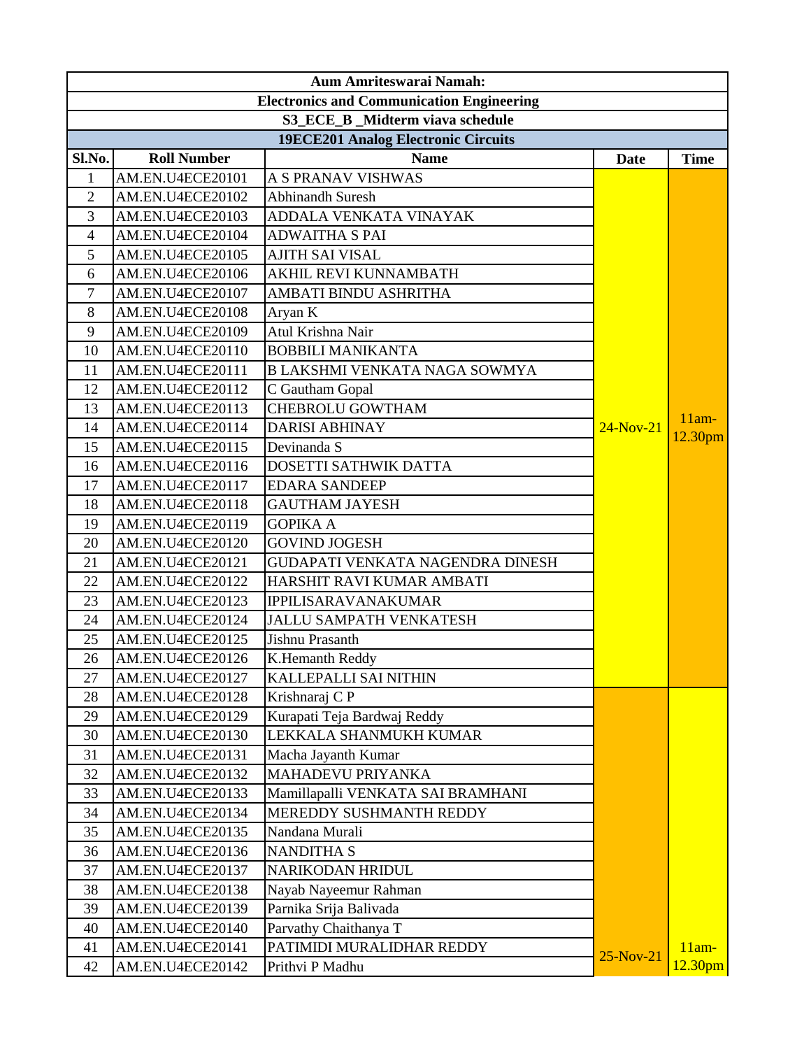**Aum Amriteswarai Namah:**

**Electronics and Communication Engineering**

**S3_ECE_B _Midterm viava schedule**

**19ECE201 Analog Electronic Circuits**

| Sl.No. | Roll Number | Name | Date | Time |
|---|---|---|---|---|
| 1 | AM.EN.U4ECE20101 | A S PRANAV VISHWAS | 24-Nov-21 | 11am-12.30pm |
| 2 | AM.EN.U4ECE20102 | Abhinandh Suresh | | |
| 3 | AM.EN.U4ECE20103 | ADDALA VENKATA VINAYAK | | |
| 4 | AM.EN.U4ECE20104 | ADWAITHA S PAI | | |
| 5 | AM.EN.U4ECE20105 | AJITH SAI VISAL | | |
| 6 | AM.EN.U4ECE20106 | AKHIL REVI KUNNAMBATH | | |
| 7 | AM.EN.U4ECE20107 | AMBATI BINDU ASHRITHA | | |
| 8 | AM.EN.U4ECE20108 | Aryan K | | |
| 9 | AM.EN.U4ECE20109 | Atul Krishna Nair | | |
| 10 | AM.EN.U4ECE20110 | BOBBILI MANIKANTA | | |
| 11 | AM.EN.U4ECE20111 | B LAKSHMI VENKATA NAGA SOWMYA | | |
| 12 | AM.EN.U4ECE20112 | C Gautham Gopal | | |
| 13 | AM.EN.U4ECE20113 | CHEBROLU GOWTHAM | | |
| 14 | AM.EN.U4ECE20114 | DARISI ABHINAY | | |
| 15 | AM.EN.U4ECE20115 | Devinanda S | | |
| 16 | AM.EN.U4ECE20116 | DOSETTI SATHWIK DATTA | | |
| 17 | AM.EN.U4ECE20117 | EDARA SANDEEP | | |
| 18 | AM.EN.U4ECE20118 | GAUTHAM JAYESH | | |
| 19 | AM.EN.U4ECE20119 | GOPIKA A | | |
| 20 | AM.EN.U4ECE20120 | GOVIND JOGESH | | |
| 21 | AM.EN.U4ECE20121 | GUDAPATI VENKATA NAGENDRA DINESH | | |
| 22 | AM.EN.U4ECE20122 | HARSHIT RAVI KUMAR AMBATI | | |
| 23 | AM.EN.U4ECE20123 | IPPILISARAVANAKUMAR | | |
| 24 | AM.EN.U4ECE20124 | JALLU SAMPATH VENKATESH | | |
| 25 | AM.EN.U4ECE20125 | Jishnu Prasanth | | |
| 26 | AM.EN.U4ECE20126 | K.Hemanth Reddy | | |
| 27 | AM.EN.U4ECE20127 | KALLEPALLI SAI NITHIN | | |
| 28 | AM.EN.U4ECE20128 | Krishnaraj C P | 25-Nov-21 | 11am-12.30pm |
| 29 | AM.EN.U4ECE20129 | Kurapati Teja Bardwaj Reddy | | |
| 30 | AM.EN.U4ECE20130 | LEKKALA SHANMUKH KUMAR | | |
| 31 | AM.EN.U4ECE20131 | Macha Jayanth Kumar | | |
| 32 | AM.EN.U4ECE20132 | MAHADEVU PRIYANKA | | |
| 33 | AM.EN.U4ECE20133 | Mamillapalli VENKATA SAI BRAMHANI | | |
| 34 | AM.EN.U4ECE20134 | MEREDDY SUSHMANTH REDDY | | |
| 35 | AM.EN.U4ECE20135 | Nandana Murali | | |
| 36 | AM.EN.U4ECE20136 | NANDITHA S | | |
| 37 | AM.EN.U4ECE20137 | NARIKODAN HRIDUL | | |
| 38 | AM.EN.U4ECE20138 | Nayab Nayeemur Rahman | | |
| 39 | AM.EN.U4ECE20139 | Parnika Srija Balivada | | |
| 40 | AM.EN.U4ECE20140 | Parvathy Chaithanya T | | |
| 41 | AM.EN.U4ECE20141 | PATIMIDI MURALIDHAR REDDY | | |
| 42 | AM.EN.U4ECE20142 | Prithvi P Madhu | | |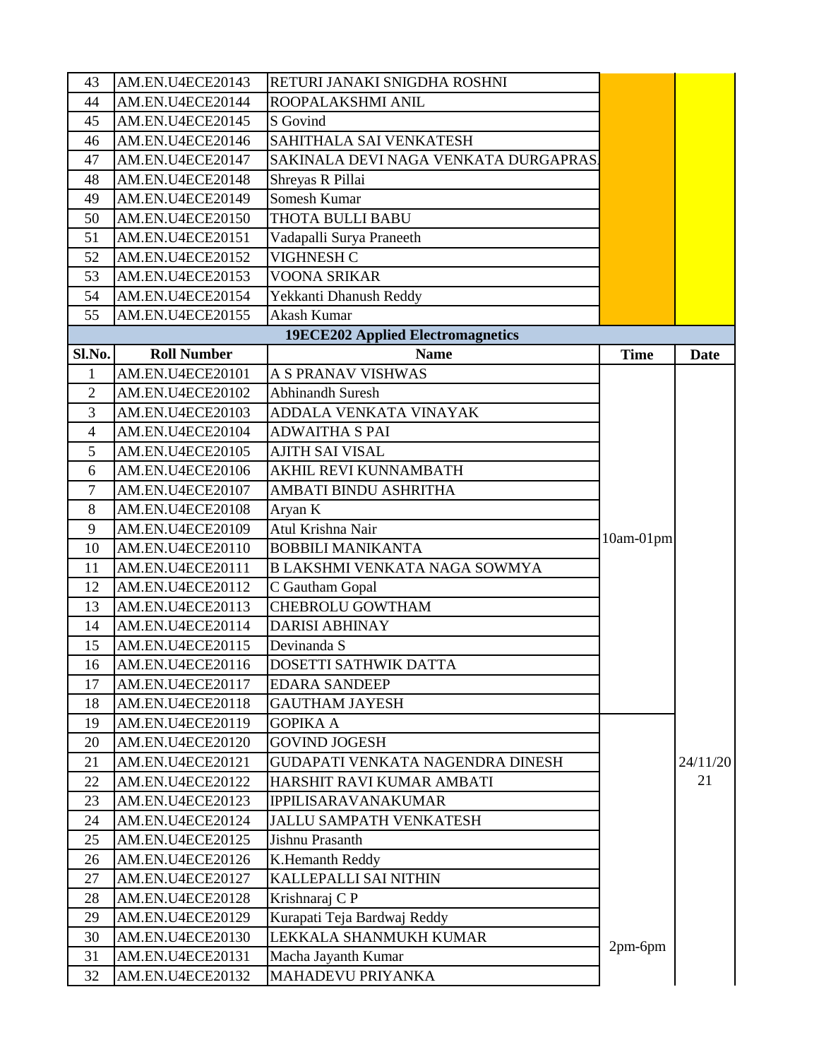| 43 | AM.EN.U4ECE20143 | RETURI JANAKI SNIGDHA ROSHNI | | |
|---|---|---|---|---|
| 44 | AM.EN.U4ECE20144 | ROOPALAKSHMI ANIL | | |
| 45 | AM.EN.U4ECE20145 | S Govind | | |
| 46 | AM.EN.U4ECE20146 | SAHITHALA SAI VENKATESH | | |
| 47 | AM.EN.U4ECE20147 | SAKINALA DEVI NAGA VENKATA DURGAPRAS | | |
| 48 | AM.EN.U4ECE20148 | Shreyas R Pillai | | |
| 49 | AM.EN.U4ECE20149 | Somesh Kumar | | |
| 50 | AM.EN.U4ECE20150 | THOTA BULLI BABU | | |
| 51 | AM.EN.U4ECE20151 | Vadapalli Surya Praneeth | | |
| 52 | AM.EN.U4ECE20152 | VIGHNESH C | | |
| 53 | AM.EN.U4ECE20153 | VOONA SRIKAR | | |
| 54 | AM.EN.U4ECE20154 | Yekkanti Dhanush Reddy | | |
| 55 | AM.EN.U4ECE20155 | Akash Kumar | | |

**19ECE202 Applied Electromagnetics**

| Sl.No. | Roll Number | Name | Time | Date |
|---|---|---|---|---|
| 1 | AM.EN.U4ECE20101 | A S PRANAV VISHWAS | 10am-01pm | 24/11/2021 |
| 2 | AM.EN.U4ECE20102 | Abhinandh Suresh | | |
| 3 | AM.EN.U4ECE20103 | ADDALA VENKATA VINAYAK | | |
| 4 | AM.EN.U4ECE20104 | ADWAITHA S PAI | | |
| 5 | AM.EN.U4ECE20105 | AJITH SAI VISAL | | |
| 6 | AM.EN.U4ECE20106 | AKHIL REVI KUNNAMBATH | | |
| 7 | AM.EN.U4ECE20107 | AMBATI BINDU ASHRITHA | | |
| 8 | AM.EN.U4ECE20108 | Aryan K | | |
| 9 | AM.EN.U4ECE20109 | Atul Krishna Nair | | |
| 10 | AM.EN.U4ECE20110 | BOBBILI MANIKANTA | | |
| 11 | AM.EN.U4ECE20111 | B LAKSHMI VENKATA NAGA SOWMYA | | |
| 12 | AM.EN.U4ECE20112 | C Gautham Gopal | | |
| 13 | AM.EN.U4ECE20113 | CHEBROLU GOWTHAM | | |
| 14 | AM.EN.U4ECE20114 | DARISI ABHINAY | | |
| 15 | AM.EN.U4ECE20115 | Devinanda S | | |
| 16 | AM.EN.U4ECE20116 | DOSETTI SATHWIK DATTA | | |
| 17 | AM.EN.U4ECE20117 | EDARA SANDEEP | | |
| 18 | AM.EN.U4ECE20118 | GAUTHAM JAYESH | | |
| 19 | AM.EN.U4ECE20119 | GOPIKA A | 2pm-6pm | |
| 20 | AM.EN.U4ECE20120 | GOVIND JOGESH | | |
| 21 | AM.EN.U4ECE20121 | GUDAPATI VENKATA NAGENDRA DINESH | | |
| 22 | AM.EN.U4ECE20122 | HARSHIT RAVI KUMAR AMBATI | | |
| 23 | AM.EN.U4ECE20123 | IPPILISARAVANAKUMAR | | |
| 24 | AM.EN.U4ECE20124 | JALLU SAMPATH VENKATESH | | |
| 25 | AM.EN.U4ECE20125 | Jishnu Prasanth | | |
| 26 | AM.EN.U4ECE20126 | K.Hemanth Reddy | | |
| 27 | AM.EN.U4ECE20127 | KALLEPALLI SAI NITHIN | | |
| 28 | AM.EN.U4ECE20128 | Krishnaraj C P | | |
| 29 | AM.EN.U4ECE20129 | Kurapati Teja Bardwaj Reddy | | |
| 30 | AM.EN.U4ECE20130 | LEKKALA SHANMUKH KUMAR | | |
| 31 | AM.EN.U4ECE20131 | Macha Jayanth Kumar | | |
| 32 | AM.EN.U4ECE20132 | MAHADEVU PRIYANKA | | |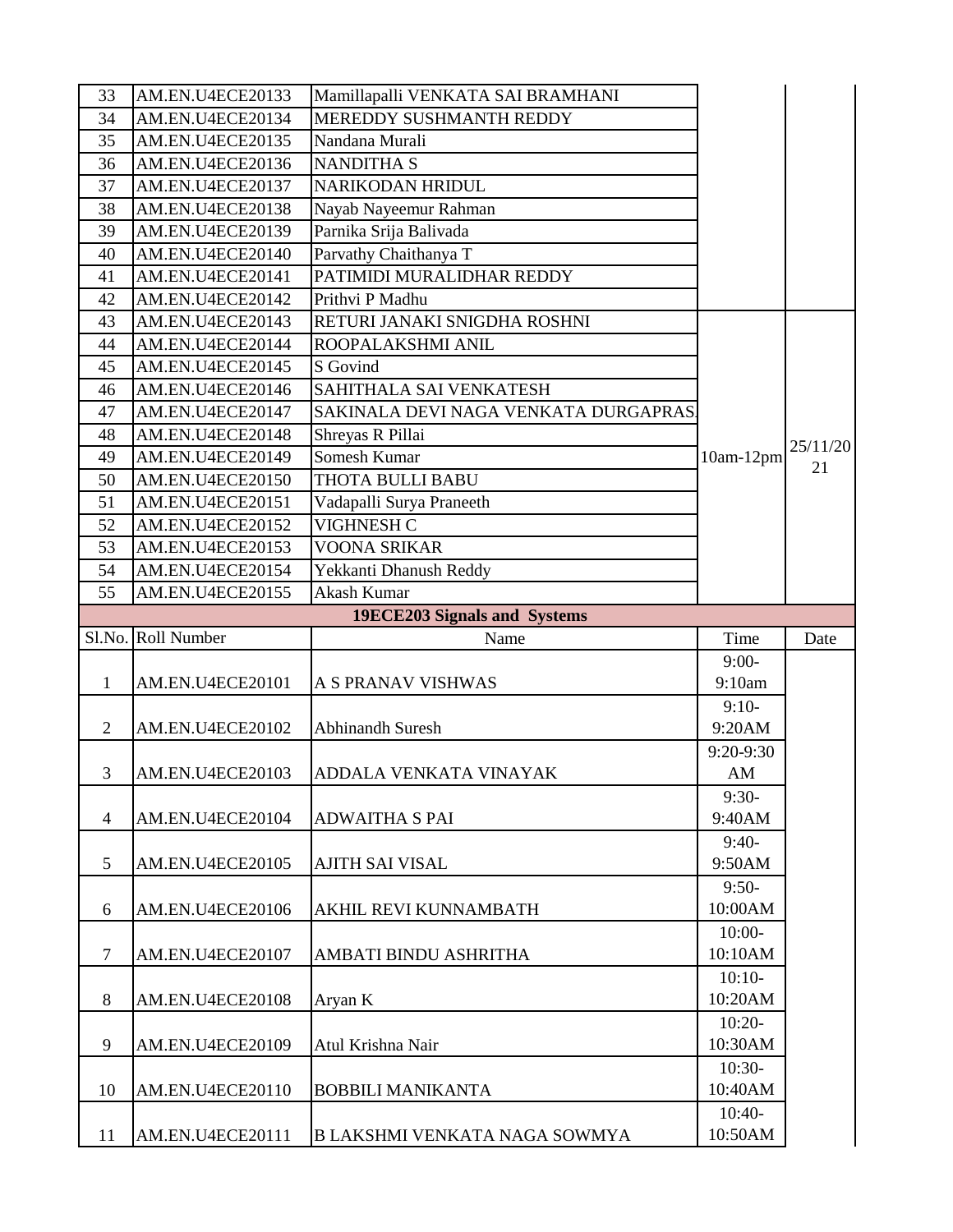| | | | | |
|---|---|---|---|---|
| 33 | AM.EN.U4ECE20133 | Mamillapalli VENKATA SAI BRAMHANI | | |
| 34 | AM.EN.U4ECE20134 | MEREDDY SUSHMANTH REDDY | | |
| 35 | AM.EN.U4ECE20135 | Nandana Murali | | |
| 36 | AM.EN.U4ECE20136 | NANDITHA S | | |
| 37 | AM.EN.U4ECE20137 | NARIKODAN HRIDUL | | |
| 38 | AM.EN.U4ECE20138 | Nayab Nayeemur Rahman | | |
| 39 | AM.EN.U4ECE20139 | Parnika Srija Balivada | | |
| 40 | AM.EN.U4ECE20140 | Parvathy Chaithanya T | | |
| 41 | AM.EN.U4ECE20141 | PATIMIDI MURALIDHAR REDDY | | |
| 42 | AM.EN.U4ECE20142 | Prithvi P Madhu | | |
| 43 | AM.EN.U4ECE20143 | RETURI JANAKI SNIGDHA ROSHNI | 10am-12pm | 25/11/2021 |
| 44 | AM.EN.U4ECE20144 | ROOPALAKSHMI ANIL | | |
| 45 | AM.EN.U4ECE20145 | S Govind | | |
| 46 | AM.EN.U4ECE20146 | SAHITHALA SAI VENKATESH | | |
| 47 | AM.EN.U4ECE20147 | SAKINALA DEVI NAGA VENKATA DURGAPRAS | | |
| 48 | AM.EN.U4ECE20148 | Shreyas R Pillai | | |
| 49 | AM.EN.U4ECE20149 | Somesh Kumar | | |
| 50 | AM.EN.U4ECE20150 | THOTA BULLI BABU | | |
| 51 | AM.EN.U4ECE20151 | Vadapalli Surya Praneeth | | |
| 52 | AM.EN.U4ECE20152 | VIGHNESH C | | |
| 53 | AM.EN.U4ECE20153 | VOONA SRIKAR | | |
| 54 | AM.EN.U4ECE20154 | Yekkanti Dhanush Reddy | | |
| 55 | AM.EN.U4ECE20155 | Akash Kumar | | |

**19ECE203 Signals and Systems**

| Sl.No. | Roll Number | Name | Time | Date |
|---|---|---|---|---|
| 1 | AM.EN.U4ECE20101 | A S PRANAV VISHWAS | 9:00-9:10am | |
| 2 | AM.EN.U4ECE20102 | Abhinandh Suresh | 9:10-9:20AM | |
| 3 | AM.EN.U4ECE20103 | ADDALA VENKATA VINAYAK | 9:20-9:30 AM | |
| 4 | AM.EN.U4ECE20104 | ADWAITHA S PAI | 9:30-9:40AM | |
| 5 | AM.EN.U4ECE20105 | AJITH SAI VISAL | 9:40-9:50AM | |
| 6 | AM.EN.U4ECE20106 | AKHIL REVI KUNNAMBATH | 9:50-10:00AM | |
| 7 | AM.EN.U4ECE20107 | AMBATI BINDU ASHRITHA | 10:00-10:10AM | |
| 8 | AM.EN.U4ECE20108 | Aryan K | 10:10-10:20AM | |
| 9 | AM.EN.U4ECE20109 | Atul Krishna Nair | 10:20-10:30AM | |
| 10 | AM.EN.U4ECE20110 | BOBBILI MANIKANTA | 10:30-10:40AM | |
| 11 | AM.EN.U4ECE20111 | B LAKSHMI VENKATA NAGA SOWMYA | 10:40-10:50AM | |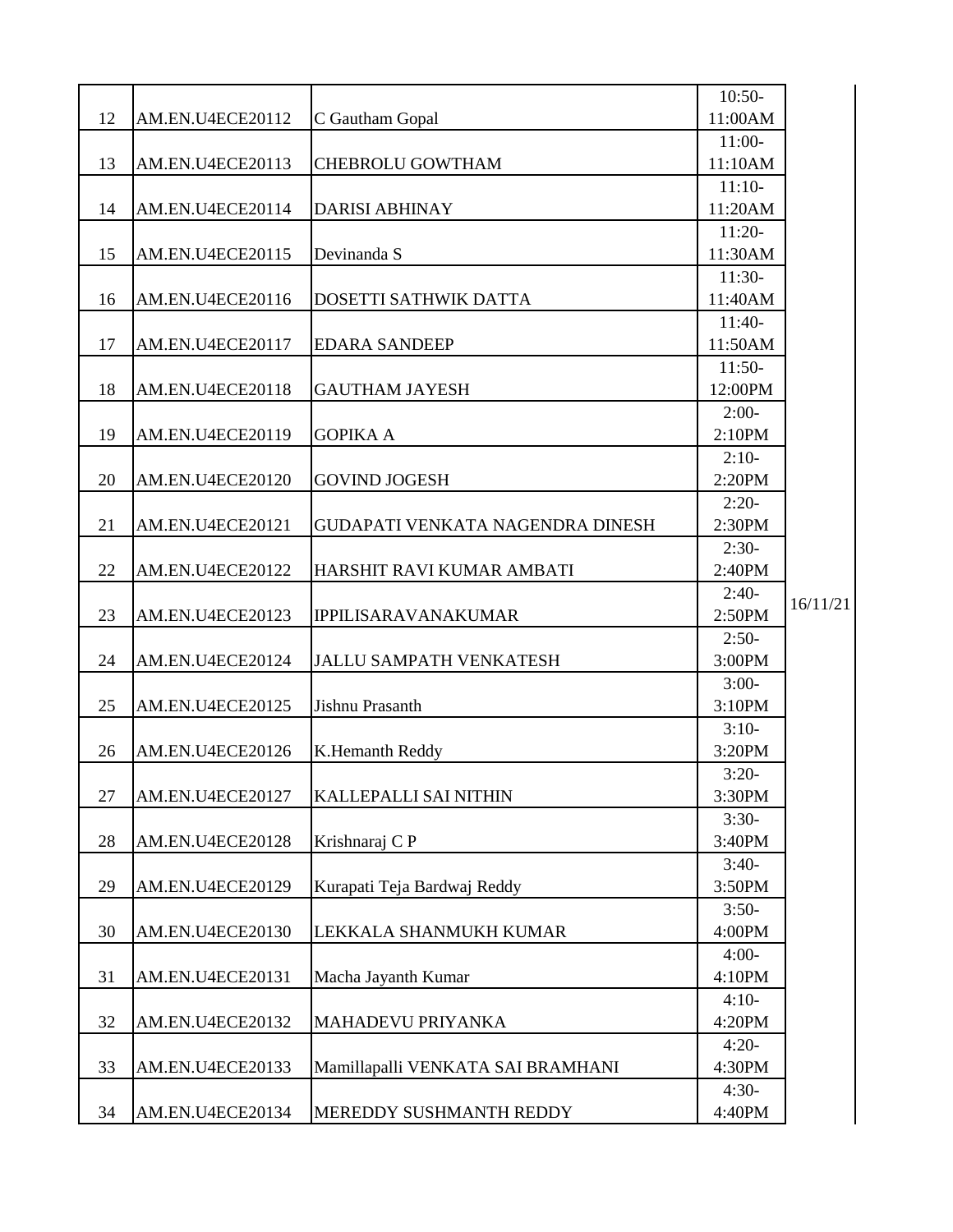| | | | | |
|---|---|---|---|---|
| 12 | AM.EN.U4ECE20112 | C Gautham Gopal | 10:50-11:00AM | |
| 13 | AM.EN.U4ECE20113 | CHEBROLU GOWTHAM | 11:00-11:10AM | |
| 14 | AM.EN.U4ECE20114 | DARISI ABHINAY | 11:10-11:20AM | |
| 15 | AM.EN.U4ECE20115 | Devinanda S | 11:20-11:30AM | |
| 16 | AM.EN.U4ECE20116 | DOSETTI SATHWIK DATTA | 11:30-11:40AM | |
| 17 | AM.EN.U4ECE20117 | EDARA SANDEEP | 11:40-11:50AM | |
| 18 | AM.EN.U4ECE20118 | GAUTHAM JAYESH | 11:50-12:00PM | |
| 19 | AM.EN.U4ECE20119 | GOPIKA A | 2:00-2:10PM | |
| 20 | AM.EN.U4ECE20120 | GOVIND JOGESH | 2:10-2:20PM | |
| 21 | AM.EN.U4ECE20121 | GUDAPATI VENKATA NAGENDRA DINESH | 2:20-2:30PM | |
| 22 | AM.EN.U4ECE20122 | HARSHIT RAVI KUMAR AMBATI | 2:30-2:40PM | |
| 23 | AM.EN.U4ECE20123 | IPPILISARAVANAKUMAR | 2:40-2:50PM | 16/11/21 |
| 24 | AM.EN.U4ECE20124 | JALLU SAMPATH VENKATESH | 2:50-3:00PM | |
| 25 | AM.EN.U4ECE20125 | Jishnu Prasanth | 3:00-3:10PM | |
| 26 | AM.EN.U4ECE20126 | K.Hemanth Reddy | 3:10-3:20PM | |
| 27 | AM.EN.U4ECE20127 | KALLEPALLI SAI NITHIN | 3:20-3:30PM | |
| 28 | AM.EN.U4ECE20128 | Krishnaraj C P | 3:30-3:40PM | |
| 29 | AM.EN.U4ECE20129 | Kurapati Teja Bardwaj Reddy | 3:40-3:50PM | |
| 30 | AM.EN.U4ECE20130 | LEKKALA SHANMUKH KUMAR | 3:50-4:00PM | |
| 31 | AM.EN.U4ECE20131 | Macha Jayanth Kumar | 4:00-4:10PM | |
| 32 | AM.EN.U4ECE20132 | MAHADEVU PRIYANKA | 4:10-4:20PM | |
| 33 | AM.EN.U4ECE20133 | Mamillapalli VENKATA SAI BRAMHANI | 4:20-4:30PM | |
| 34 | AM.EN.U4ECE20134 | MEREDDY SUSHMANTH REDDY | 4:30-4:40PM | |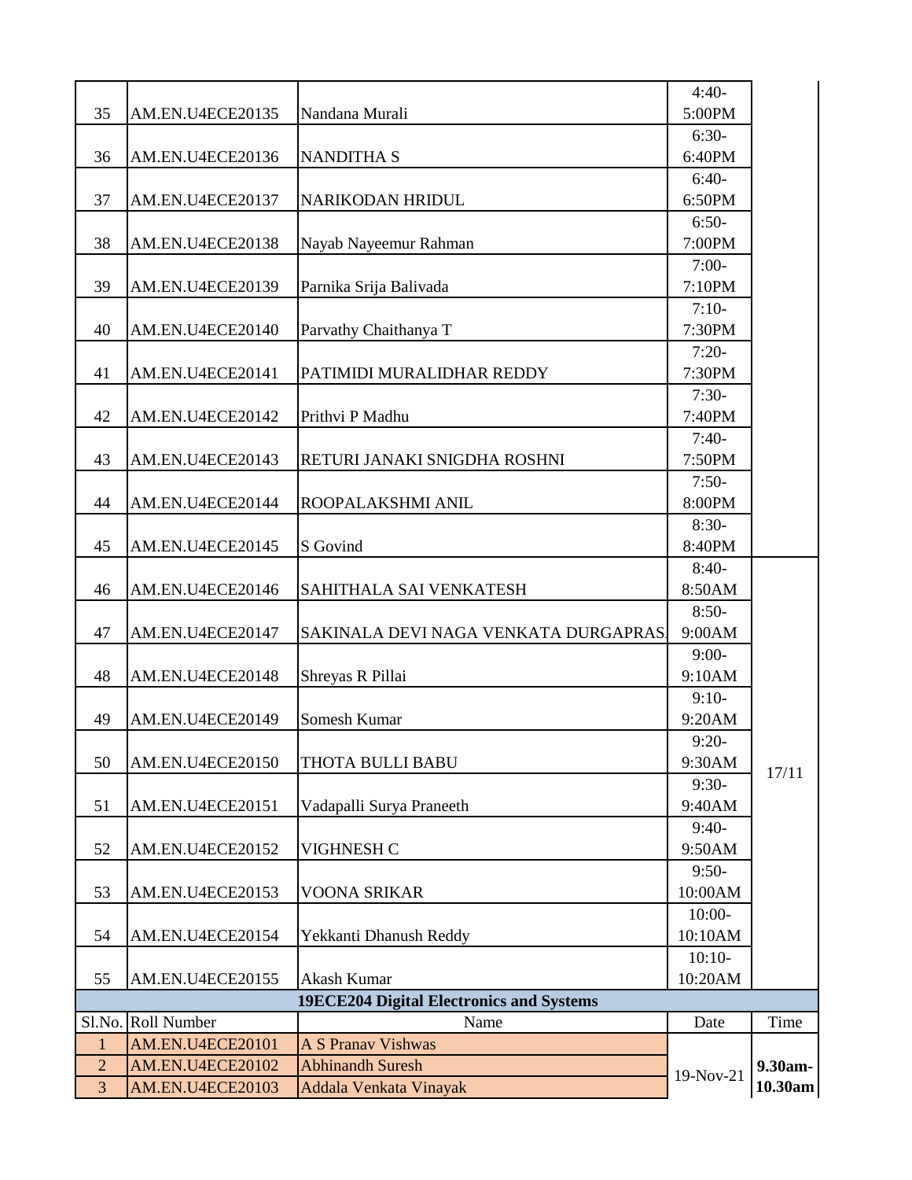| | | | | |
|---|---|---|---|---|
| 35 | AM.EN.U4ECE20135 | Nandana Murali | 4:40-5:00PM | |
| 36 | AM.EN.U4ECE20136 | NANDITHA S | 6:30-6:40PM | |
| 37 | AM.EN.U4ECE20137 | NARIKODAN HRIDUL | 6:40-6:50PM | |
| 38 | AM.EN.U4ECE20138 | Nayab Nayeemur Rahman | 6:50-7:00PM | |
| 39 | AM.EN.U4ECE20139 | Parnika Srija Balivada | 7:00-7:10PM | |
| 40 | AM.EN.U4ECE20140 | Parvathy Chaithanya T | 7:10-7:30PM | |
| 41 | AM.EN.U4ECE20141 | PATIMIDI MURALIDHAR REDDY | 7:20-7:30PM | |
| 42 | AM.EN.U4ECE20142 | Prithvi P Madhu | 7:30-7:40PM | |
| 43 | AM.EN.U4ECE20143 | RETURI JANAKI SNIGDHA ROSHNI | 7:40-7:50PM | |
| 44 | AM.EN.U4ECE20144 | ROOPALAKSHMI ANIL | 7:50-8:00PM | |
| 45 | AM.EN.U4ECE20145 | S Govind | 8:30-8:40PM | |
| 46 | AM.EN.U4ECE20146 | SAHITHALA SAI VENKATESH | 8:40-8:50AM | 17/11 |
| 47 | AM.EN.U4ECE20147 | SAKINALA DEVI NAGA VENKATA DURGAPRAS | 8:50-9:00AM | |
| 48 | AM.EN.U4ECE20148 | Shreyas R Pillai | 9:00-9:10AM | |
| 49 | AM.EN.U4ECE20149 | Somesh Kumar | 9:10-9:20AM | |
| 50 | AM.EN.U4ECE20150 | THOTA BULLI BABU | 9:20-9:30AM | |
| 51 | AM.EN.U4ECE20151 | Vadapalli Surya Praneeth | 9:30-9:40AM | |
| 52 | AM.EN.U4ECE20152 | VIGHNESH C | 9:40-9:50AM | |
| 53 | AM.EN.U4ECE20153 | VOONA SRIKAR | 9:50-10:00AM | |
| 54 | AM.EN.U4ECE20154 | Yekkanti Dhanush Reddy | 10:00-10:10AM | |
| 55 | AM.EN.U4ECE20155 | Akash Kumar | 10:10-10:20AM | |

**19ECE204 Digital Electronics and Systems**

| Sl.No. | Roll Number | Name | Date | Time |
|---|---|---|---|---|
| 1 | AM.EN.U4ECE20101 | A S Pranav Vishwas | 19-Nov-21 | **9.30am-10.30am** |
| 2 | AM.EN.U4ECE20102 | Abhinandh Suresh | | |
| 3 | AM.EN.U4ECE20103 | Addala Venkata Vinayak | | |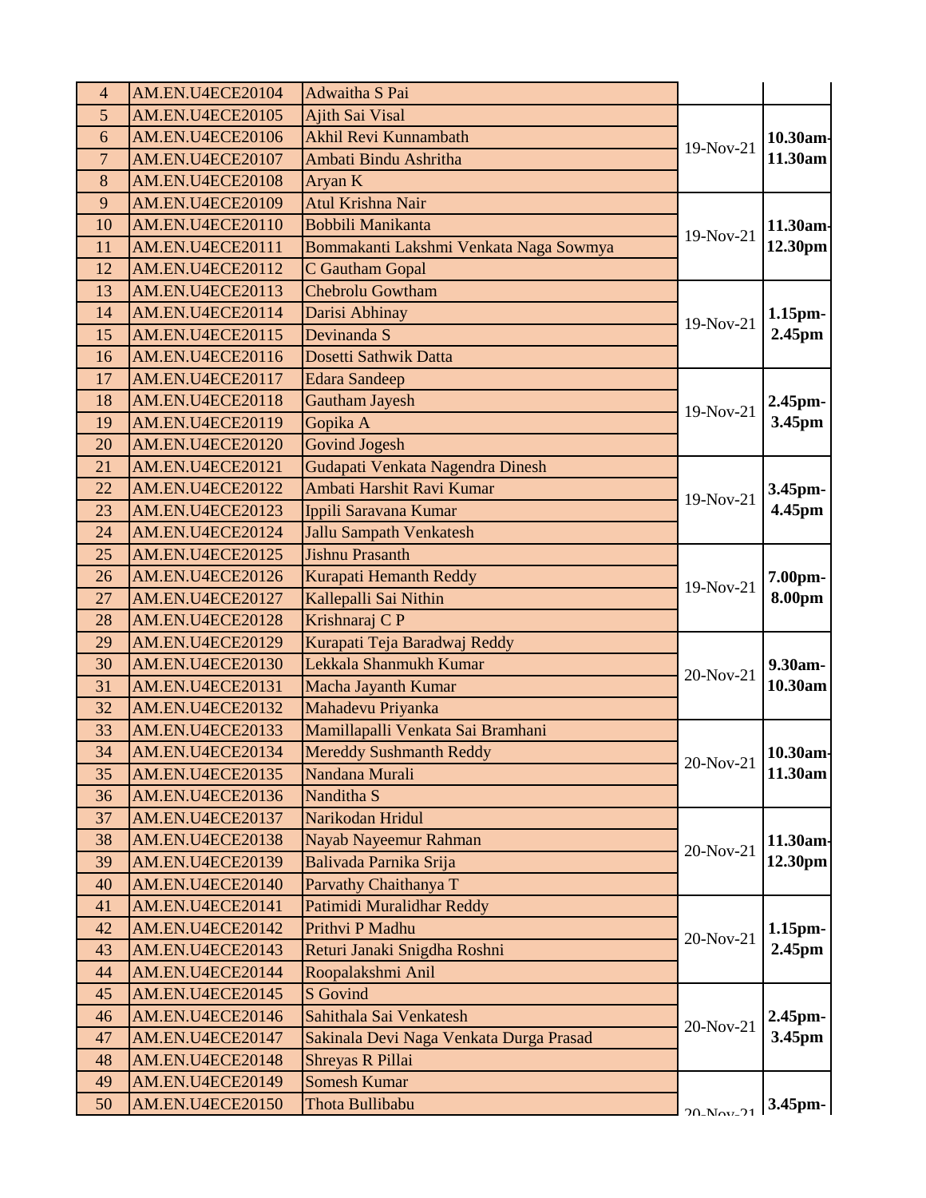| 4 | AM.EN.U4ECE20104 | Adwaitha S Pai | | |
|---|---|---|---|---|
| 5 | AM.EN.U4ECE20105 | Ajith Sai Visal | 19-Nov-21 | 10.30am-11.30am |
| 6 | AM.EN.U4ECE20106 | Akhil Revi Kunnambath | | |
| 7 | AM.EN.U4ECE20107 | Ambati Bindu Ashritha | | |
| 8 | AM.EN.U4ECE20108 | Aryan K | | |
| 9 | AM.EN.U4ECE20109 | Atul Krishna Nair | 19-Nov-21 | 11.30am-12.30pm |
| 10 | AM.EN.U4ECE20110 | Bobbili Manikanta | | |
| 11 | AM.EN.U4ECE20111 | Bommakanti Lakshmi Venkata Naga Sowmya | | |
| 12 | AM.EN.U4ECE20112 | C Gautham Gopal | | |
| 13 | AM.EN.U4ECE20113 | Chebrolu Gowtham | 19-Nov-21 | 1.15pm-2.45pm |
| 14 | AM.EN.U4ECE20114 | Darisi Abhinay | | |
| 15 | AM.EN.U4ECE20115 | Devinanda S | | |
| 16 | AM.EN.U4ECE20116 | Dosetti Sathwik Datta | | |
| 17 | AM.EN.U4ECE20117 | Edara Sandeep | 19-Nov-21 | 2.45pm-3.45pm |
| 18 | AM.EN.U4ECE20118 | Gautham Jayesh | | |
| 19 | AM.EN.U4ECE20119 | Gopika A | | |
| 20 | AM.EN.U4ECE20120 | Govind Jogesh | | |
| 21 | AM.EN.U4ECE20121 | Gudapati Venkata Nagendra Dinesh | 19-Nov-21 | 3.45pm-4.45pm |
| 22 | AM.EN.U4ECE20122 | Ambati Harshit Ravi Kumar | | |
| 23 | AM.EN.U4ECE20123 | Ippili Saravana Kumar | | |
| 24 | AM.EN.U4ECE20124 | Jallu Sampath Venkatesh | | |
| 25 | AM.EN.U4ECE20125 | Jishnu Prasanth | 19-Nov-21 | 7.00pm-8.00pm |
| 26 | AM.EN.U4ECE20126 | Kurapati Hemanth Reddy | | |
| 27 | AM.EN.U4ECE20127 | Kallepalli Sai Nithin | | |
| 28 | AM.EN.U4ECE20128 | Krishnaraj C P | | |
| 29 | AM.EN.U4ECE20129 | Kurapati Teja Baradwaj Reddy | 20-Nov-21 | 9.30am-10.30am |
| 30 | AM.EN.U4ECE20130 | Lekkala Shanmukh Kumar | | |
| 31 | AM.EN.U4ECE20131 | Macha Jayanth Kumar | | |
| 32 | AM.EN.U4ECE20132 | Mahadevu Priyanka | | |
| 33 | AM.EN.U4ECE20133 | Mamillapalli Venkata Sai Bramhani | 20-Nov-21 | 10.30am-11.30am |
| 34 | AM.EN.U4ECE20134 | Mereddy Sushmanth Reddy | | |
| 35 | AM.EN.U4ECE20135 | Nandana Murali | | |
| 36 | AM.EN.U4ECE20136 | Nanditha S | | |
| 37 | AM.EN.U4ECE20137 | Narikodan Hridul | 20-Nov-21 | 11.30am-12.30pm |
| 38 | AM.EN.U4ECE20138 | Nayab Nayeemur Rahman | | |
| 39 | AM.EN.U4ECE20139 | Balivada Parnika Srija | | |
| 40 | AM.EN.U4ECE20140 | Parvathy Chaithanya T | | |
| 41 | AM.EN.U4ECE20141 | Patimidi Muralidhar Reddy | 20-Nov-21 | 1.15pm-2.45pm |
| 42 | AM.EN.U4ECE20142 | Prithvi P Madhu | | |
| 43 | AM.EN.U4ECE20143 | Returi Janaki Snigdha Roshni | | |
| 44 | AM.EN.U4ECE20144 | Roopalakshmi Anil | | |
| 45 | AM.EN.U4ECE20145 | S Govind | 20-Nov-21 | 2.45pm-3.45pm |
| 46 | AM.EN.U4ECE20146 | Sahithala Sai Venkatesh | | |
| 47 | AM.EN.U4ECE20147 | Sakinala Devi Naga Venkata Durga Prasad | | |
| 48 | AM.EN.U4ECE20148 | Shreyas R Pillai | | |
| 49 | AM.EN.U4ECE20149 | Somesh Kumar | 20-Nov-21 | 3.45pm- |
| 50 | AM.EN.U4ECE20150 | Thota Bullibabu | | |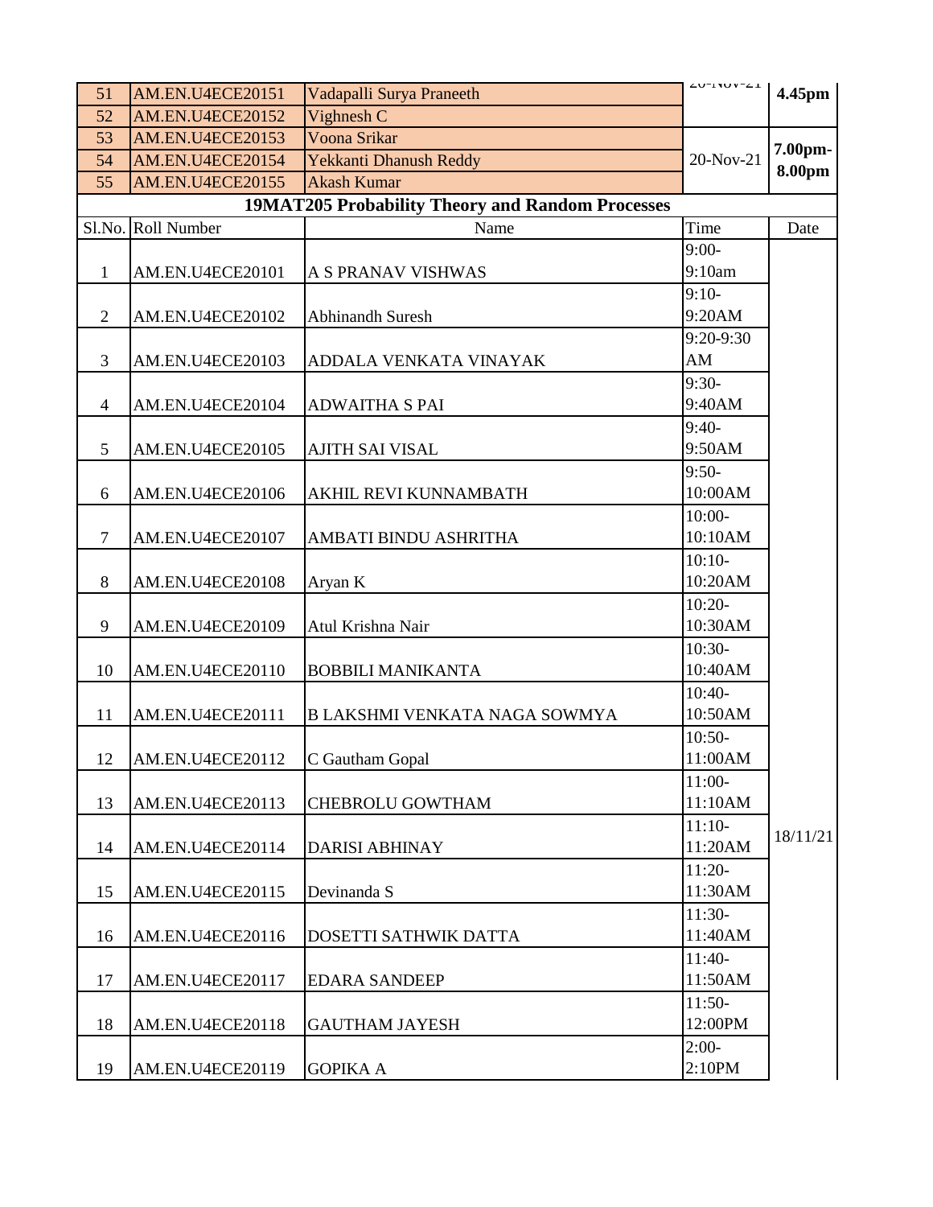| 51 | AM.EN.U4ECE20151 | Vadapalli Surya Praneeth | 20-Nov-21 | 4.45pm |
|---|---|---|---|---|
| 52 | AM.EN.U4ECE20152 | Vighnesh C | | |
| 53 | AM.EN.U4ECE20153 | Voona Srikar | 20-Nov-21 | 7.00pm-8.00pm |
| 54 | AM.EN.U4ECE20154 | Yekkanti Dhanush Reddy | | |
| 55 | AM.EN.U4ECE20155 | Akash Kumar | | |

**19MAT205 Probability Theory and Random Processes**

| Sl.No. | Roll Number | Name | Time | Date |
|---|---|---|---|---|
| 1 | AM.EN.U4ECE20101 | A S PRANAV VISHWAS | 9:00-9:10am | 18/11/21 |
| 2 | AM.EN.U4ECE20102 | Abhinandh Suresh | 9:10-9:20AM | |
| 3 | AM.EN.U4ECE20103 | ADDALA VENKATA VINAYAK | 9:20-9:30 AM | |
| 4 | AM.EN.U4ECE20104 | ADWAITHA S PAI | 9:30-9:40AM | |
| 5 | AM.EN.U4ECE20105 | AJITH SAI VISAL | 9:40-9:50AM | |
| 6 | AM.EN.U4ECE20106 | AKHIL REVI KUNNAMBATH | 9:50-10:00AM | |
| 7 | AM.EN.U4ECE20107 | AMBATI BINDU ASHRITHA | 10:00-10:10AM | |
| 8 | AM.EN.U4ECE20108 | Aryan K | 10:10-10:20AM | |
| 9 | AM.EN.U4ECE20109 | Atul Krishna Nair | 10:20-10:30AM | |
| 10 | AM.EN.U4ECE20110 | BOBBILI MANIKANTA | 10:30-10:40AM | |
| 11 | AM.EN.U4ECE20111 | B LAKSHMI VENKATA NAGA SOWMYA | 10:40-10:50AM | |
| 12 | AM.EN.U4ECE20112 | C Gautham Gopal | 10:50-11:00AM | |
| 13 | AM.EN.U4ECE20113 | CHEBROLU GOWTHAM | 11:00-11:10AM | |
| 14 | AM.EN.U4ECE20114 | DARISI ABHINAY | 11:10-11:20AM | |
| 15 | AM.EN.U4ECE20115 | Devinanda S | 11:20-11:30AM | |
| 16 | AM.EN.U4ECE20116 | DOSETTI SATHWIK DATTA | 11:30-11:40AM | |
| 17 | AM.EN.U4ECE20117 | EDARA SANDEEP | 11:40-11:50AM | |
| 18 | AM.EN.U4ECE20118 | GAUTHAM JAYESH | 11:50-12:00PM | |
| 19 | AM.EN.U4ECE20119 | GOPIKA A | 2:00-2:10PM | |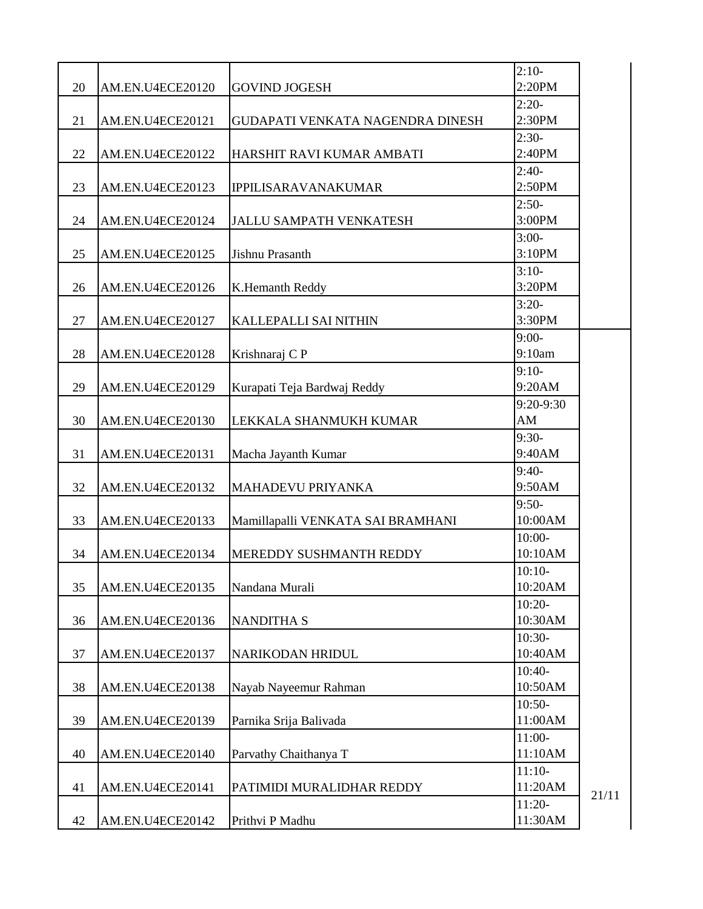| | | | | |
|---|---|---|---|---|
| 20 | AM.EN.U4ECE20120 | GOVIND JOGESH | 2:10-2:20PM | |
| 21 | AM.EN.U4ECE20121 | GUDAPATI VENKATA NAGENDRA DINESH | 2:20-2:30PM | |
| 22 | AM.EN.U4ECE20122 | HARSHIT RAVI KUMAR AMBATI | 2:30-2:40PM | |
| 23 | AM.EN.U4ECE20123 | IPPILISARAVANAKUMAR | 2:40-2:50PM | |
| 24 | AM.EN.U4ECE20124 | JALLU SAMPATH VENKATESH | 2:50-3:00PM | |
| 25 | AM.EN.U4ECE20125 | Jishnu Prasanth | 3:00-3:10PM | |
| 26 | AM.EN.U4ECE20126 | K.Hemanth Reddy | 3:10-3:20PM | |
| 27 | AM.EN.U4ECE20127 | KALLEPALLI SAI NITHIN | 3:20-3:30PM | |
| 28 | AM.EN.U4ECE20128 | Krishnaraj C P | 9:00-9:10am | 21/11 |
| 29 | AM.EN.U4ECE20129 | Kurapati Teja Bardwaj Reddy | 9:10-9:20AM | |
| 30 | AM.EN.U4ECE20130 | LEKKALA SHANMUKH KUMAR | 9:20-9:30 AM | |
| 31 | AM.EN.U4ECE20131 | Macha Jayanth Kumar | 9:30-9:40AM | |
| 32 | AM.EN.U4ECE20132 | MAHADEVU PRIYANKA | 9:40-9:50AM | |
| 33 | AM.EN.U4ECE20133 | Mamillapalli VENKATA SAI BRAMHANI | 9:50-10:00AM | |
| 34 | AM.EN.U4ECE20134 | MEREDDY SUSHMANTH REDDY | 10:00-10:10AM | |
| 35 | AM.EN.U4ECE20135 | Nandana Murali | 10:10-10:20AM | |
| 36 | AM.EN.U4ECE20136 | NANDITHA S | 10:20-10:30AM | |
| 37 | AM.EN.U4ECE20137 | NARIKODAN HRIDUL | 10:30-10:40AM | |
| 38 | AM.EN.U4ECE20138 | Nayab Nayeemur Rahman | 10:40-10:50AM | |
| 39 | AM.EN.U4ECE20139 | Parnika Srija Balivada | 10:50-11:00AM | |
| 40 | AM.EN.U4ECE20140 | Parvathy Chaithanya T | 11:00-11:10AM | |
| 41 | AM.EN.U4ECE20141 | PATIMIDI MURALIDHAR REDDY | 11:10-11:20AM | |
| 42 | AM.EN.U4ECE20142 | Prithvi P Madhu | 11:20-11:30AM | |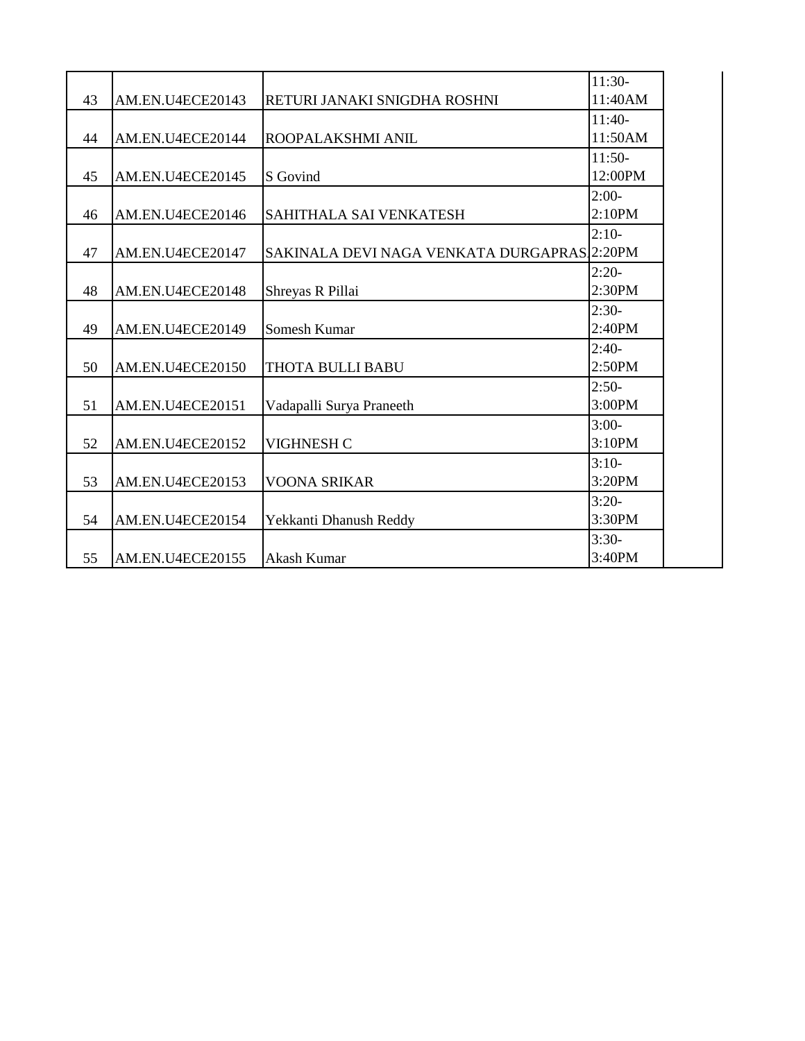| | | | | |
|---|---|---|---|---|
| 43 | AM.EN.U4ECE20143 | RETURI JANAKI SNIGDHA ROSHNI | 11:30-11:40AM | |
| 44 | AM.EN.U4ECE20144 | ROOPALAKSHMI ANIL | 11:40-11:50AM | |
| 45 | AM.EN.U4ECE20145 | S Govind | 11:50-12:00PM | |
| 46 | AM.EN.U4ECE20146 | SAHITHALA SAI VENKATESH | 2:00-2:10PM | |
| 47 | AM.EN.U4ECE20147 | SAKINALA DEVI NAGA VENKATA DURGAPRAS | 2:10-2:20PM | |
| 48 | AM.EN.U4ECE20148 | Shreyas R Pillai | 2:20-2:30PM | |
| 49 | AM.EN.U4ECE20149 | Somesh Kumar | 2:30-2:40PM | |
| 50 | AM.EN.U4ECE20150 | THOTA BULLI BABU | 2:40-2:50PM | |
| 51 | AM.EN.U4ECE20151 | Vadapalli Surya Praneeth | 2:50-3:00PM | |
| 52 | AM.EN.U4ECE20152 | VIGHNESH C | 3:00-3:10PM | |
| 53 | AM.EN.U4ECE20153 | VOONA SRIKAR | 3:10-3:20PM | |
| 54 | AM.EN.U4ECE20154 | Yekkanti Dhanush Reddy | 3:20-3:30PM | |
| 55 | AM.EN.U4ECE20155 | Akash Kumar | 3:30-3:40PM | |